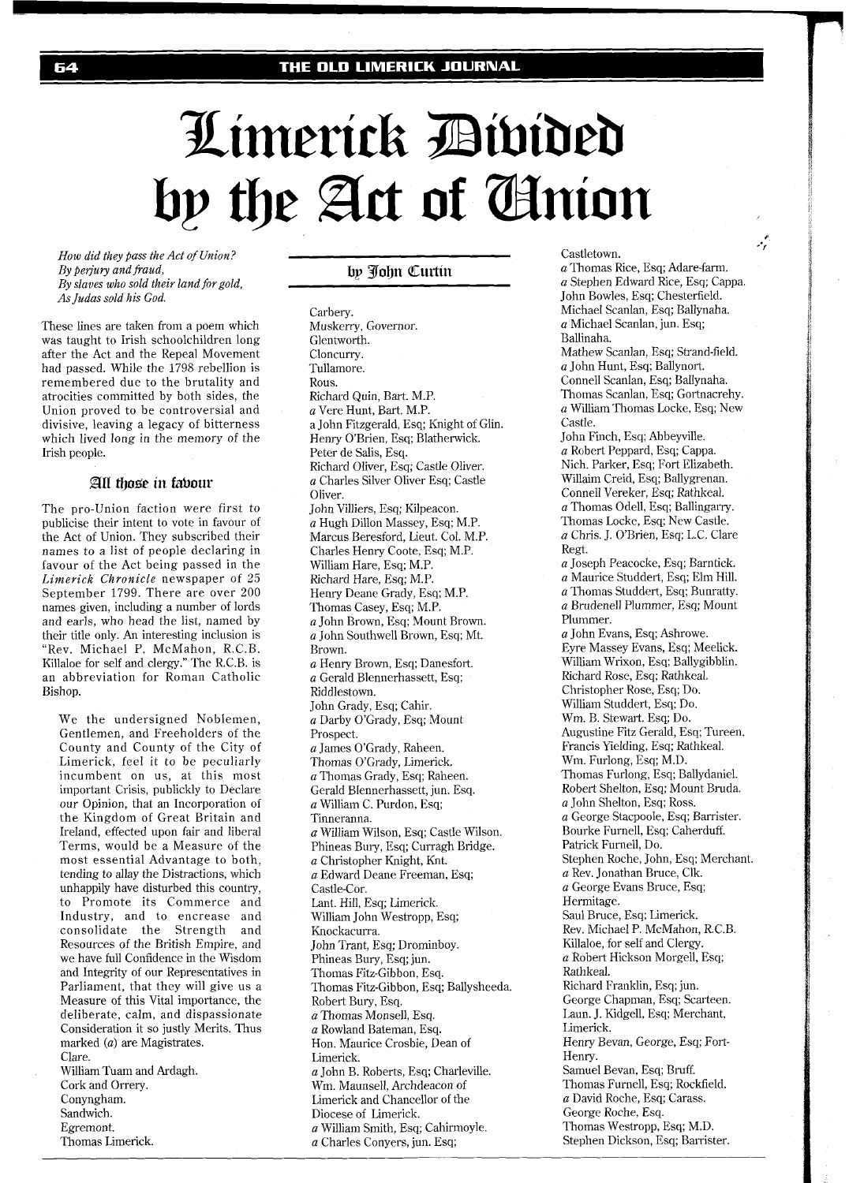# Limerick Divided by the Act of Union

*How did they pass the Act of Union?*
*By perjury and fraud,*
*By slaves who sold their land for gold,*
*As Judas sold his God.*

by John Curtin

These lines are taken from a poem which was taught to Irish schoolchildren long after the Act and the Repeal Movement had passed. While the 1798 rebellion is remembered due to the brutality and atrocities committed by both sides, the Union proved to be controversial and divisive, leaving a legacy of bitterness which lived long in the memory of the Irish people.

## All those in favour

The pro-Union faction were first to publicise their intent to vote in favour of the Act of Union. They subscribed their names to a list of people declaring in favour of the Act being passed in the *Limerick Chronicle* newspaper of 25 September 1799. There are over 200 names given, including a number of lords and earls, who head the list, named by their title only. An interesting inclusion is "Rev. Michael P. McMahon, R.C.B. Killaloe for self and clergy." The R.C.B. is an abbreviation for Roman Catholic Bishop.

> We the undersigned Noblemen, Gentlemen, and Freeholders of the County and County of the City of Limerick, feel it to be peculiarly incumbent on us, at this most important Crisis, publickly to Declare our Opinion, that an Incorporation of the Kingdom of Great Britain and Ireland, effected upon fair and liberal Terms, would be a Measure of the most essential Advantage to both, tending to allay the Distractions, which unhappily have disturbed this country, to Promote its Commerce and Industry, and to encrease and consolidate the Strength and Resources of the British Empire, and we have full Confidence in the Wisdom and Integrity of our Representatives in Parliament, that they will give us a Measure of this Vital importance, the deliberate, calm, and dispassionate Consideration it so justly Merits. Thus marked (*a*) are Magistrates.
>
> Clare.
> William Tuam and Ardagh.
> Cork and Orrery.
> Conyngham.
> Sandwich.
> Egremont.
> Thomas Limerick.
> Carbery.
> Muskerry, Governor.
> Glentworth.
> Cloncurry.
> Tullamore.
> Rous.
> Richard Quin, Bart. M.P.
> *a* Vere Hunt, Bart. M.P.
> a John Fitzgerald, Esq; Knight of Glin.
> Henry O'Brien, Esq; Blatherwick.
> Peter de Salis, Esq.
> Richard Oliver, Esq; Castle Oliver.
> *a* Charles Silver Oliver Esq; Castle Oliver.
> John Villiers, Esq; Kilpeacon.
> *a* Hugh Dillon Massey, Esq; M.P.
> Marcus Beresford, Lieut. Col. M.P.
> Charles Henry Coote, Esq; M.P.
> William Hare, Esq; M.P.
> Richard Hare, Esq; M.P.
> Henry Deane Grady, Esq; M.P.
> Thomas Casey, Esq; M.P.
> *a* John Brown, Esq; Mount Brown.
> *a* John Southwell Brown, Esq; Mt. Brown.
> *a* Henry Brown, Esq; Danesfort.
> *a* Gerald Blennerhassett, Esq; Riddlestown.
> John Grady, Esq; Cahir.
> *a* Darby O'Grady, Esq; Mount Prospect.
> *a* James O'Grady, Raheen.
> Thomas O'Grady, Limerick.
> *a* Thomas Grady, Esq; Raheen.
> Gerald Blennerhassett, jun. Esq.
> *a* William C. Purdon, Esq; Tinneranna.
> *a* William Wilson, Esq; Castle Wilson.
> Phineas Bury, Esq; Curragh Bridge.
> *a* Christopher Knight, Knt.
> *a* Edward Deane Freeman, Esq; Castle-Cor.
> Lant. Hill, Esq; Limerick.
> William John Westropp, Esq; Knockacurra.
> John Trant, Esq; Drominboy.
> Phineas Bury, Esq; jun.
> Thomas Fitz-Gibbon, Esq.
> Thomas Fitz-Gibbon, Esq; Ballysheeda.
> Robert Bury, Esq.
> *a* Thomas Monsell, Esq.
> *a* Rowland Bateman, Esq.
> Hon. Maurice Crosbie, Dean of Limerick.
> *a* John B. Roberts, Esq; Charleville.
> Wm. Maunsell, Archdeacon of Limerick and Chancellor of the Diocese of Limerick.
> *a* William Smith, Esq; Cahirmoyle.
> *a* Charles Conyers, jun. Esq; Castletown.
> *a* Thomas Rice, Esq; Adare-farm.
> *a* Stephen Edward Rice, Esq; Cappa.
> John Bowles, Esq; Chesterfield.
> Michael Scanlan, Esq; Ballynaha.
> *a* Michael Scanlan, jun. Esq; Ballinaha.
> Mathew Scanlan, Esq; Strand-field.
> *a* John Hunt, Esq; Ballynort.
> Connell Scanlan, Esq; Ballynaha.
> Thomas Scanlan, Esq; Gortnacrehy.
> *a* William Thomas Locke, Esq; New Castle.
> John Finch, Esq; Abbeyville.
> *a* Robert Peppard, Esq; Cappa.
> Nich. Parker, Esq; Fort Elizabeth.
> Willaim Creid, Esq; Ballygrenan.
> Conneil Vereker, Esq; Rathkeal.
> *a* Thomas Odell, Esq; Ballingarry.
> Thomas Locke, Esq; New Castle.
> *a* Chris. J. O'Brien, Esq; L.C. Clare Regt.
> *a* Joseph Peacocke, Esq; Barntick.
> *a* Maurice Studdert, Esq; Elm Hill.
> *a* Thomas Studdert, Esq; Bunratty.
> *a* Brudenell Plummer, Esq; Mount Plummer.
> *a* John Evans, Esq; Ashrowe.
> Eyre Massey Evans, Esq; Meelick.
> William Wrixon, Esq; Ballygibblin.
> Richard Rose, Esq; Rathkeal.
> Christopher Rose, Esq; Do.
> William Studdert, Esq; Do.
> Wm. B. Stewart. Esq; Do.
> Augustine Fitz Gerald, Esq; Tureen.
> Francis Yielding, Esq; Rathkeal.
> Wm. Furlong, Esq; M.D.
> Thomas Furlong, Esq; Ballydaniel.
> Robert Shelton, Esq; Mount Bruda.
> *a* John Shelton, Esq; Ross.
> *a* George Stacpoole, Esq; Barrister.
> Bourke Furnell, Esq; Caherduff.
> Patrick Furnell, Do.
> Stephen Roche, John, Esq; Merchant.
> *a* Rev. Jonathan Bruce, Clk.
> *a* George Evans Bruce, Esq; Hermitage.
> Saul Bruce, Esq; Limerick.
> Rev. Michael P. McMahon, R.C.B. Killaloe, for self and Clergy.
> *a* Robert Hickson Morgell, Esq; Rathkeal.
> Richard Franklin, Esq; jun.
> George Chapman, Esq; Scarteen.
> Laun. J. Kidgell, Esq; Merchant, Limerick.
> Henry Bevan, George, Esq; Fort-Henry.
> Samuel Bevan, Esq; Bruff.
> Thomas Furnell, Esq; Rockfield.
> *a* David Roche, Esq; Carass.
> George Roche, Esq.
> Thomas Westropp, Esq; M.D.
> Stephen Dickson, Esq; Barrister.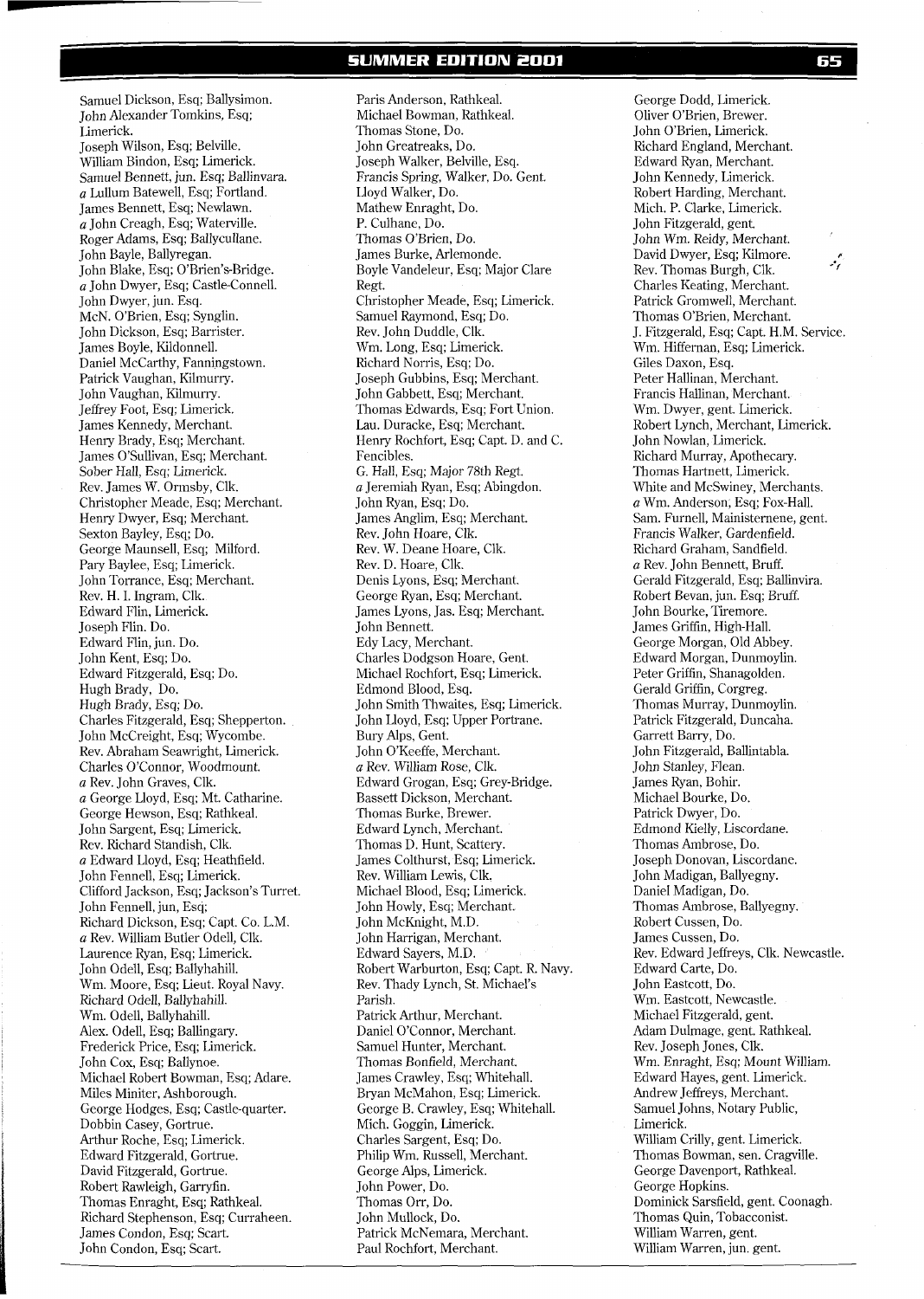Samuel Dickson, Esq; Ballysimon.
John Alexander Tomkins, Esq; Limerick.
Joseph Wilson, Esq; Belville.
William Bindon, Esq; Limerick.
Samuel Bennett, jun. Esq; Ballinvara.
*a* Lullum Batewell, Esq; Fortland.
James Bennett, Esq; Newlawn.
*a* John Creagh, Esq; Waterville.
Roger Adams, Esq; Ballycullane.
John Bayle, Ballyregan.
John Blake, Esq; O'Brien's-Bridge.
*a* John Dwyer, Esq; Castle-Connell.
John Dwyer, jun. Esq.
McN. O'Brien, Esq; Synglin.
John Dickson, Esq; Barrister.
James Boyle, Kildonnell.
Daniel McCarthy, Fanningstown.
Patrick Vaughan, Kilmurry.
John Vaughan, Kilmurry.
Jeffrey Foot, Esq; Limerick.
James Kennedy, Merchant.
Henry Brady, Esq; Merchant.
James O'Sullivan, Esq; Merchant.
Sober Hall, Esq; Limerick.
Rev. James W. Ormsby, Clk.
Christopher Meade, Esq; Merchant.
Henry Dwyer, Esq; Merchant.
Sexton Bayley, Esq; Do.
George Maunsell, Esq; Milford.
Pary Baylee, Esq; Limerick.
John Torrance, Esq; Merchant.
Rev. H. I. Ingram, Clk.
Edward Flin, Limerick.
Joseph Flin. Do.
Edward Flin, jun. Do.
John Kent, Esq; Do.
Edward Fitzgerald, Esq; Do.
Hugh Brady, Do.
Hugh Brady, Esq; Do.
Charles Fitzgerald, Esq; Shepperton.
John McCreight, Esq; Wycombe.
Rev. Abraham Seawright, Limerick.
Charles O'Connor, Woodmount.
*a* Rev. John Graves, Clk.
*a* George Lloyd, Esq; Mt. Catharine.
George Hewson, Esq; Rathkeal.
John Sargent, Esq; Limerick.
Rev. Richard Standish, Clk.
*a* Edward Lloyd, Esq; Heathfield.
John Fennell, Esq; Limerick.
Clifford Jackson, Esq; Jackson's Turret.
John Fennell, jun, Esq;
Richard Dickson, Esq; Capt. Co. L.M.
*a* Rev. William Butler Odell, Clk.
Laurence Ryan, Esq; Limerick.
John Odell, Esq; Ballyhahill.
Wm. Moore, Esq; Lieut. Royal Navy.
Richard Odell, Ballyhahill.
Wm. Odell, Ballyhahill.
Alex. Odell, Esq; Ballingary.
Frederick Price, Esq; Limerick.
John Cox, Esq; Ballynoe.
Michael Robert Bowman, Esq; Adare.
Miles Miniter, Ashborough.
George Hodges, Esq; Castle-quarter.
Dobbin Casey, Gortrue.
Arthur Roche, Esq; Limerick.
Edward Fitzgerald, Gortrue.
David Fitzgerald, Gortrue.
Robert Rawleigh, Garryfin.
Thomas Enraght, Esq; Rathkeal.
Richard Stephenson, Esq; Curraheen.
James Condon, Esq; Scart.
John Condon, Esq; Scart.

Paris Anderson, Rathkeal.
Michael Bowman, Rathkeal.
Thomas Stone, Do.
John Greatreaks, Do.
Joseph Walker, Belville, Esq.
Francis Spring, Walker, Do. Gent.
Lloyd Walker, Do.
Mathew Enraght, Do.
P. Culhane, Do.
Thomas O'Brien, Do.
James Burke, Arlemonde.
Boyle Vandeleur, Esq; Major Clare Regt.
Christopher Meade, Esq; Limerick.
Samuel Raymond, Esq; Do.
Rev. John Duddle, Clk.
Wm. Long, Esq; Limerick.
Richard Norris, Esq; Do.
Joseph Gubbins, Esq; Merchant.
John Gabbett, Esq; Merchant.
Thomas Edwards, Esq; Fort Union.
Lau. Duracke, Esq; Merchant.
Henry Rochfort, Esq; Capt. D. and C. Fencibles.
G. Hall, Esq; Major 78th Regt.
*a* Jeremiah Ryan, Esq; Abingdon.
John Ryan, Esq; Do.
James Anglim, Esq; Merchant.
Rev. John Hoare, Clk.
Rev. W. Deane Hoare, Clk.
Rev. D. Hoare, Clk.
Denis Lyons, Esq; Merchant.
George Ryan, Esq; Merchant.
James Lyons, Jas. Esq; Merchant.
John Bennett.
Edy Lacy, Merchant.
Charles Dodgson Hoare, Gent.
Michael Rochfort, Esq; Limerick.
Edmond Blood, Esq.
John Smith Thwaites, Esq; Limerick.
John Lloyd, Esq; Upper Portrane.
Bury Alps, Gent.
John O'Keeffe, Merchant.
*a* Rev. William Rose, Clk.
Edward Grogan, Esq; Grey-Bridge.
Bassett Dickson, Merchant.
Thomas Burke, Brewer.
Edward Lynch, Merchant.
Thomas D. Hunt, Scattery.
James Colthurst, Esq; Limerick.
Rev. William Lewis, Clk.
Michael Blood, Esq; Limerick.
John Howly, Esq; Merchant.
John McKnight, M.D.
John Harrigan, Merchant.
Edward Sayers, M.D.
Robert Warburton, Esq; Capt. R. Navy.
Rev. Thady Lynch, St. Michael's Parish.
Patrick Arthur, Merchant.
Daniel O'Connor, Merchant.
Samuel Hunter, Merchant.
Thomas Bonfield, Merchant.
James Crawley, Esq; Whitehall.
Bryan McMahon, Esq; Limerick.
George B. Crawley, Esq; Whitehall.
Mich. Goggin, Limerick.
Charles Sargent, Esq; Do.
Philip Wm. Russell, Merchant.
George Alps, Limerick.
John Power, Do.
Thomas Orr, Do.
John Mullock, Do.
Patrick McNemara, Merchant.
Paul Rochfort, Merchant.

George Dodd, Limerick.
Oliver O'Brien, Brewer.
John O'Brien, Limerick.
Richard England, Merchant.
Edward Ryan, Merchant.
John Kennedy, Limerick.
Robert Harding, Merchant.
Mich. P. Clarke, Limerick.
John Fitzgerald, gent.
John Wm. Reidy, Merchant.
David Dwyer, Esq; Kilmore.
Rev. Thomas Burgh, Clk.
Charles Keating, Merchant.
Patrick Gromwell, Merchant.
Thomas O'Brien, Merchant.
J. Fitzgerald, Esq; Capt. H.M. Service.
Wm. Hiffernan, Esq; Limerick.
Giles Daxon, Esq.
Peter Hallinan, Merchant.
Francis Hallinan, Merchant.
Wm. Dwyer, gent. Limerick.
Robert Lynch, Merchant, Limerick.
John Nowlan, Limerick.
Richard Murray, Apothecary.
Thomas Hartnett, Limerick.
White and McSwiney, Merchants.
*a* Wm. Anderson, Esq; Fox-Hall.
Sam. Furnell, Mainisternene, gent.
Francis Walker, Gardenfield.
Richard Graham, Sandfield.
*a* Rev. John Bennett, Bruff.
Gerald Fitzgerald, Esq; Ballinvira.
Robert Bevan, jun. Esq; Bruff.
John Bourke, Tiremore.
James Griffin, High-Hall.
George Morgan, Old Abbey.
Edward Morgan, Dunmoylin.
Peter Griffin, Shanagolden.
Gerald Griffin, Corgreg.
Thomas Murray, Dunmoylin.
Patrick Fitzgerald, Duncaha.
Garrett Barry, Do.
John Fitzgerald, Ballintabla.
John Stanley, Flean.
James Ryan, Bohir.
Michael Bourke, Do.
Patrick Dwyer, Do.
Edmond Kielly, Liscordane.
Thomas Ambrose, Do.
Joseph Donovan, Liscordane.
John Madigan, Ballyegny.
Daniel Madigan, Do.
Thomas Ambrose, Ballyegny.
Robert Cussen, Do.
James Cussen, Do.
Rev. Edward Jeffreys, Clk. Newcastle.
Edward Carte, Do.
John Eastcott, Do.
Wm. Eastcott, Newcastle.
Michael Fitzgerald, gent.
Adam Dulmage, gent. Rathkeal.
Rev. Joseph Jones, Clk.
Wm. Enraght, Esq; Mount William.
Edward Hayes, gent. Limerick.
Andrew Jeffreys, Merchant.
Samuel Johns, Notary Public, Limerick.
William Crilly, gent. Limerick.
Thomas Bowman, sen. Cragville.
George Davenport, Rathkeal.
George Hopkins.
Dominick Sarsfield, gent. Coonagh.
Thomas Quin, Tobacconist.
William Warren, gent.
William Warren, jun. gent.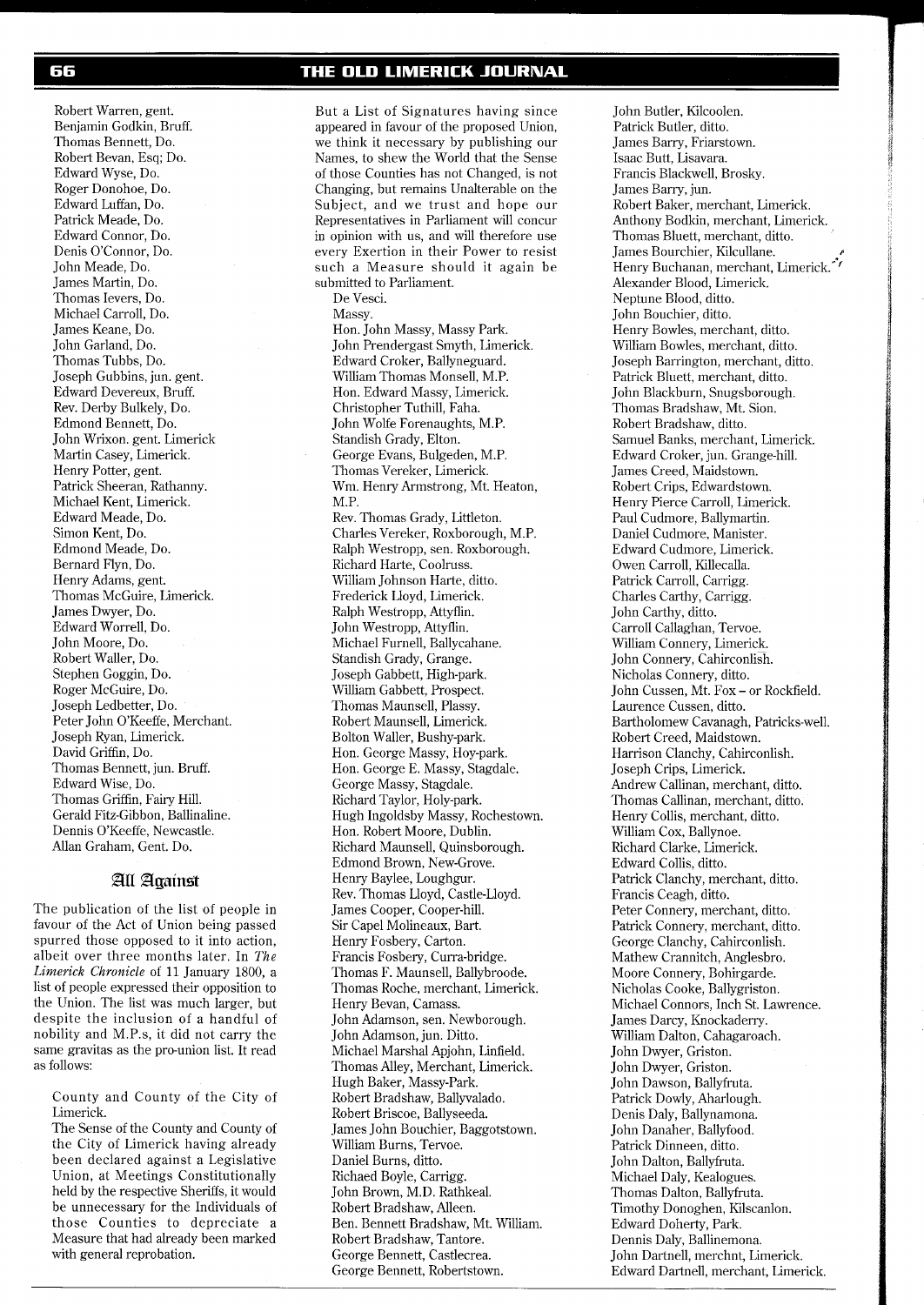Robert Warren, gent.
Benjamin Godkin, Bruff.
Thomas Bennett, Do.
Robert Bevan, Esq; Do.
Edward Wyse, Do.
Roger Donohoe, Do.
Edward Luffan, Do.
Patrick Meade, Do.
Edward Connor, Do.
Denis O'Connor, Do.
John Meade, Do.
James Martin, Do.
Thomas Ievers, Do.
Michael Carroll, Do.
James Keane, Do.
John Garland, Do.
Thomas Tubbs, Do.
Joseph Gubbins, jun. gent.
Edward Devereux, Bruff.
Rev. Derby Bulkely, Do.
Edmond Bennett, Do.
John Wrixon. gent. Limerick
Martin Casey, Limerick.
Henry Potter, gent.
Patrick Sheeran, Rathanny.
Michael Kent, Limerick.
Edward Meade, Do.
Simon Kent, Do.
Edmond Meade, Do.
Bernard Flyn, Do.
Henry Adams, gent.
Thomas McGuire, Limerick.
James Dwyer, Do.
Edward Worrell, Do.
John Moore, Do.
Robert Waller, Do.
Stephen Goggin, Do.
Roger McGuire, Do.
Joseph Ledbetter, Do.
Peter John O'Keeffe, Merchant.
Joseph Ryan, Limerick.
David Griffin, Do.
Thomas Bennett, jun. Bruff.
Edward Wise, Do.
Thomas Griffin, Fairy Hill.
Gerald Fitz-Gibbon, Ballinaline.
Dennis O'Keeffe, Newcastle.
Allan Graham, Gent. Do.

## All Against

The publication of the list of people in favour of the Act of Union being passed spurred those opposed to it into action, albeit over three months later. In *The Limerick Chronicle* of 11 January 1800, a list of people expressed their opposition to the Union. The list was much larger, but despite the inclusion of a handful of nobility and M.P.s, it did not carry the same gravitas as the pro-union list. It read as follows:

> County and County of the City of Limerick.
>
> The Sense of the County and County of the City of Limerick having already been declared against a Legislative Union, at Meetings Constitutionally held by the respective Sheriffs, it would be unnecessary for the Individuals of those Counties to depreciate a Measure that had already been marked with general reprobation. But a List of Signatures having since appeared in favour of the proposed Union, we think it necessary by publishing our Names, to shew the World that the Sense of those Counties has not Changed, is not Changing, but remains Unalterable on the Subject, and we trust and hope our Representatives in Parliament will concur in opinion with us, and will therefore use every Exertion in their Power to resist such a Measure should it again be submitted to Parliament.

De Vesci.
Massy.
Hon. John Massy, Massy Park.
John Prendergast Smyth, Limerick.
Edward Croker, Ballyneguard.
William Thomas Monsell, M.P.
Hon. Edward Massy, Limerick.
Christopher Tuthill, Faha.
John Wolfe Forenaughts, M.P.
Standish Grady, Elton.
George Evans, Bulgeden, M.P.
Thomas Vereker, Limerick.
Wm. Henry Armstrong, Mt. Heaton, M.P.
Rev. Thomas Grady, Littleton.
Charles Vereker, Roxborough, M.P.
Ralph Westropp, sen. Roxborough.
Richard Harte, Coolruss.
William Johnson Harte, ditto.
Frederick Lloyd, Limerick.
Ralph Westropp, Attyflin.
John Westropp, Attyflin.
Michael Furnell, Ballycahane.
Standish Grady, Grange.
Joseph Gabbett, High-park.
William Gabbett, Prospect.
Thomas Maunsell, Plassy.
Robert Maunsell, Limerick.
Bolton Waller, Bushy-park.
Hon. George Massy, Hoy-park.
Hon. George E. Massy, Stagdale.
George Massy, Stagdale.
Richard Taylor, Holy-park.
Hugh Ingoldsby Massy, Rochestown.
Hon. Robert Moore, Dublin.
Richard Maunsell, Quinsborough.
Edmond Brown, New-Grove.
Henry Baylee, Loughgur.
Rev. Thomas Lloyd, Castle-Lloyd.
James Cooper, Cooper-hill.
Sir Capel Molineaux, Bart.
Henry Fosbery, Carton.
Francis Fosbery, Curra-bridge.
Thomas F. Maunsell, Ballybroode.
Thomas Roche, merchant, Limerick.
Henry Bevan, Camass.
John Adamson, sen. Newborough.
John Adamson, jun. Ditto.
Michael Marshal Apjohn, Linfield.
Thomas Alley, Merchant, Limerick.
Hugh Baker, Massy-Park.
Robert Bradshaw, Ballyvalado.
Robert Briscoe, Ballyseeda.
James John Bouchier, Baggotstown.
William Burns, Tervoe.
Daniel Burns, ditto.
Richaed Boyle, Carrigg.
John Brown, M.D. Rathkeal.
Robert Bradshaw, Alleen.
Ben. Bennett Bradshaw, Mt. William.
Robert Bradshaw, Tantore.
George Bennett, Castlecrea.
George Bennett, Robertstown.
John Butler, Kilcoolen.
Patrick Butler, ditto.
James Barry, Friarstown.
Isaac Butt, Lisavara.
Francis Blackwell, Brosky.
James Barry, jun.
Robert Baker, merchant, Limerick.
Anthony Bodkin, merchant, Limerick.
Thomas Bluett, merchant, ditto.
James Bourchier, Kilcullane.
Henry Buchanan, merchant, Limerick.
Alexander Blood, Limerick.
Neptune Blood, ditto.
John Bouchier, ditto.
Henry Bowles, merchant, ditto.
William Bowles, merchant, ditto.
Joseph Barrington, merchant, ditto.
Patrick Bluett, merchant, ditto.
John Blackburn, Snugsborough.
Thomas Bradshaw, Mt. Sion.
Robert Bradshaw, ditto.
Samuel Banks, merchant, Limerick.
Edward Croker, jun. Grange-hill.
James Creed, Maidstown.
Robert Crips, Edwardstown.
Henry Pierce Carroll, Limerick.
Paul Cudmore, Ballymartin.
Daniel Cudmore, Manister.
Edward Cudmore, Limerick.
Owen Carroll, Killecalla.
Patrick Carroll, Carrigg.
Charles Carthy, Carrigg.
John Carthy, ditto.
Carroll Callaghan, Tervoe.
William Connery, Limerick.
John Connery, Cahirconlish.
Nicholas Connery, ditto.
John Cussen, Mt. Fox – or Rockfield.
Laurence Cussen, ditto.
Bartholomew Cavanagh, Patricks-well.
Robert Creed, Maidstown.
Harrison Clanchy, Cahirconlish.
Joseph Crips, Limerick.
Andrew Callinan, merchant, ditto.
Thomas Callinan, merchant, ditto.
Henry Collis, merchant, ditto.
William Cox, Ballynoe.
Richard Clarke, Limerick.
Edward Collis, ditto.
Patrick Clanchy, merchant, ditto.
Francis Ceagh, ditto.
Peter Connery, merchant, ditto.
Patrick Connery, merchant, ditto.
George Clanchy, Cahirconlish.
Mathew Crannitch, Anglesbro.
Moore Connery, Bohirgarde.
Nicholas Cooke, Ballygriston.
Michael Connors, Inch St. Lawrence.
James Darcy, Knockaderry.
William Dalton, Cahagaroach.
John Dwyer, Griston.
John Dwyer, Griston.
John Dawson, Ballyfruta.
Patrick Dowly, Aharlough.
Denis Daly, Ballynamona.
John Danaher, Ballyfood.
Patrick Dinneen, ditto.
John Dalton, Ballyfruta.
Michael Daly, Kealogues.
Thomas Dalton, Ballyfruta.
Timothy Donoghen, Kilscanlon.
Edward Doherty, Park.
Dennis Daly, Ballinemona.
John Dartnell, merchnt, Limerick.
Edward Dartnell, merchant, Limerick.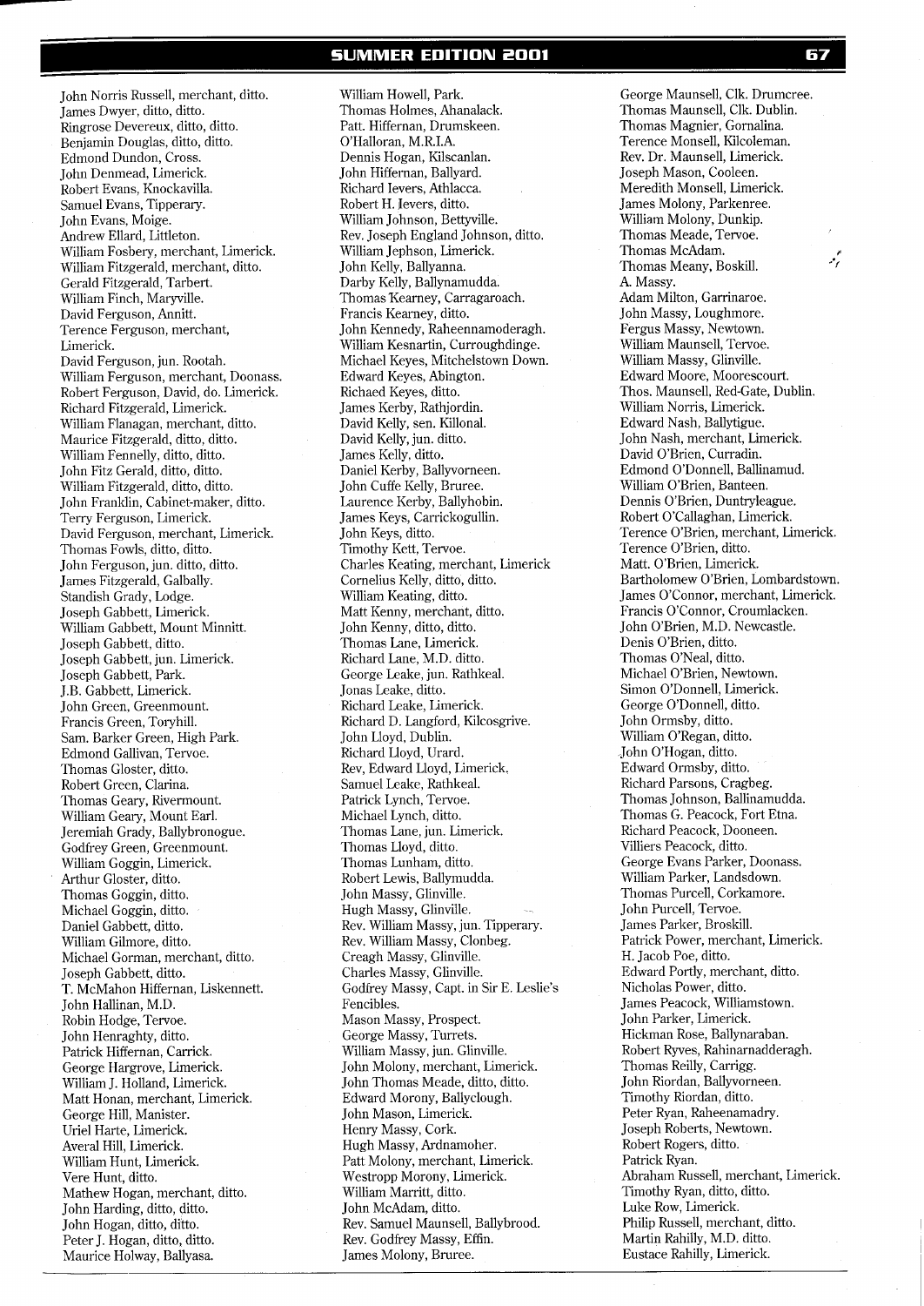John Norris Russell, merchant, ditto.
James Dwyer, ditto, ditto.
Ringrose Devereux, ditto, ditto.
Benjamin Douglas, ditto, ditto.
Edmond Dundon, Cross.
John Denmead, Limerick.
Robert Evans, Knockavilla.
Samuel Evans, Tipperary.
John Evans, Moige.
Andrew Ellard, Littleton.
William Fosbery, merchant, Limerick.
William Fitzgerald, merchant, ditto.
Gerald Fitzgerald, Tarbert.
William Finch, Maryville.
David Ferguson, Annitt.
Terence Ferguson, merchant, Limerick.
David Ferguson, jun. Rootah.
William Ferguson, merchant, Doonass.
Robert Ferguson, David, do. Limerick.
Richard Fitzgerald, Limerick.
William Flanagan, merchant, ditto.
Maurice Fitzgerald, ditto, ditto.
William Fennelly, ditto, ditto.
John Fitz Gerald, ditto, ditto.
William Fitzgerald, ditto, ditto.
John Franklin, Cabinet-maker, ditto.
Terry Ferguson, Limerick.
David Ferguson, merchant, Limerick.
Thomas Fowls, ditto, ditto.
John Ferguson, jun. ditto, ditto.
James Fitzgerald, Galbally.
Standish Grady, Lodge.
Joseph Gabbett, Limerick.
William Gabbett, Mount Minnitt.
Joseph Gabbett, ditto.
Joseph Gabbett, jun. Limerick.
Joseph Gabbett, Park.
J.B. Gabbett, Limerick.
John Green, Greenmount.
Francis Green, Toryhill.
Sam. Barker Green, High Park.
Edmond Gallivan, Tervoe.
Thomas Gloster, ditto.
Robert Green, Clarina.
Thomas Geary, Rivermount.
William Geary, Mount Earl.
Jeremiah Grady, Ballybronogue.
Godfrey Green, Greenmount.
William Goggin, Limerick.
Arthur Gloster, ditto.
Thomas Goggin, ditto.
Michael Goggin, ditto.
Daniel Gabbett, ditto.
William Gilmore, ditto.
Michael Gorman, merchant, ditto.
Joseph Gabbett, ditto.
T. McMahon Hiffernan, Liskennett.
John Hallinan, M.D.
Robin Hodge, Tervoe.
John Henraghty, ditto.
Patrick Hiffernan, Carrick.
George Hargrove, Limerick.
William J. Holland, Limerick.
Matt Honan, merchant, Limerick.
George Hill, Manister.
Uriel Harte, Limerick.
Averal Hill, Limerick.
William Hunt, Limerick.
Vere Hunt, ditto.
Mathew Hogan, merchant, ditto.
John Harding, ditto, ditto.
John Hogan, ditto, ditto.
Peter J. Hogan, ditto, ditto.
Maurice Holway, Ballyasa.
William Howell, Park.
Thomas Holmes, Ahanalack.
Patt. Hiffernan, Drumskeen.
O'Halloran, M.R.I.A.
Dennis Hogan, Kilscanlan.
John Hiffernan, Ballyard.
Richard Ievers, Athlacca.
Robert H. Ievers, ditto.
William Johnson, Bettyville.
Rev. Joseph England Johnson, ditto.
William Jephson, Limerick.
John Kelly, Ballyanna.
Darby Kelly, Ballynamudda.
Thomas Kearney, Carragaroach.
Francis Kearney, ditto.
John Kennedy, Raheennamoderagh.
William Kesnartin, Curroughdinge.
Michael Keyes, Mitchelstown Down.
Edward Keyes, Abington.
Richaed Keyes, ditto.
James Kerby, Rathjordin.
David Kelly, sen. Killonal.
David Kelly, jun. ditto.
James Kelly, ditto.
Daniel Kerby, Ballyvorneen.
John Cuffe Kelly, Bruree.
Laurence Kerby, Ballyhobin.
James Keys, Carrickogullin.
John Keys, ditto.
Timothy Kett, Tervoe.
Charles Keating, merchant, Limerick
Cornelius Kelly, ditto, ditto.
William Keating, ditto.
Matt Kenny, merchant, ditto.
John Kenny, ditto, ditto.
Thomas Lane, Limerick.
Richard Lane, M.D. ditto.
George Leake, jun. Rathkeal.
Jonas Leake, ditto.
Richard Leake, Limerick.
Richard D. Langford, Kilcosgrive.
John Lloyd, Dublin.
Richard Lloyd, Urard.
Rev, Edward Lloyd, Limerick,
Samuel Leake, Rathkeal.
Patrick Lynch, Tervoe.
Michael Lynch, ditto.
Thomas Lane, jun. Limerick.
Thomas Lloyd, ditto.
Thomas Lunham, ditto.
Robert Lewis, Ballymudda.
John Massy, Glinville.
Hugh Massy, Glinville.
Rev. William Massy, jun. Tipperary.
Rev. William Massy, Clonbeg.
Creagh Massy, Glinville.
Charles Massy, Glinville.
Godfrey Massy, Capt. in Sir E. Leslie's Fencibles.
Mason Massy, Prospect.
George Massy, Turrets.
William Massy, jun. Glinville.
John Molony, merchant, Limerick.
John Thomas Meade, ditto, ditto.
Edward Morony, Ballyclough.
John Mason, Limerick.
Henry Massy, Cork.
Hugh Massy, Ardnamoher.
Patt Molony, merchant, Limerick.
Westropp Morony, Limerick.
William Marritt, ditto.
John McAdam, ditto.
Rev. Samuel Maunsell, Ballybrood.
Rev. Godfrey Massy, Effin.
James Molony, Bruree.
George Maunsell, Clk. Drumcree.
Thomas Maunsell, Clk. Dublin.
Thomas Magnier, Gornalina.
Terence Monsell, Kilcoleman.
Rev. Dr. Maunsell, Limerick.
Joseph Mason, Cooleen.
Meredith Monsell, Limerick.
James Molony, Parkenree.
William Molony, Dunkip.
Thomas Meade, Tervoe.
Thomas McAdam.
Thomas Meany, Boskill.
A. Massy.
Adam Milton, Garrinaroe.
John Massy, Loughmore.
Fergus Massy, Newtown.
William Maunsell, Tervoe.
William Massy, Glinville.
Edward Moore, Moorescourt.
Thos. Maunsell, Red-Gate, Dublin.
William Norris, Limerick.
Edward Nash, Ballytigue.
John Nash, merchant, Limerick.
David O'Brien, Curradin.
Edmond O'Donnell, Ballinamud.
William O'Brien, Banteen.
Dennis O'Brien, Duntryleague.
Robert O'Callaghan, Limerick.
Terence O'Brien, merchant, Limerick.
Terence O'Brien, ditto.
Matt. O'Brien, Limerick.
Bartholomew O'Brien, Lombardstown.
James O'Connor, merchant, Limerick.
Francis O'Connor, Croumlacken.
John O'Brien, M.D. Newcastle.
Denis O'Brien, ditto.
Thomas O'Neal, ditto.
Michael O'Brien, Newtown.
Simon O'Donnell, Limerick.
George O'Donnell, ditto.
John Ormsby, ditto.
William O'Regan, ditto.
John O'Hogan, ditto.
Edward Ormsby, ditto.
Richard Parsons, Cragbeg.
Thomas Johnson, Ballinamudda.
Thomas G. Peacock, Fort Etna.
Richard Peacock, Dooneen.
Villiers Peacock, ditto.
George Evans Parker, Doonass.
William Parker, Landsdown.
Thomas Purcell, Corkamore.
John Purcell, Tervoe.
James Parker, Broskill.
Patrick Power, merchant, Limerick.
H. Jacob Poe, ditto.
Edward Portly, merchant, ditto.
Nicholas Power, ditto.
James Peacock, Williamstown.
John Parker, Limerick.
Hickman Rose, Ballynaraban.
Robert Ryves, Rahinarnadderagh.
Thomas Reilly, Carrigg.
John Riordan, Ballyvorneen.
Timothy Riordan, ditto.
Peter Ryan, Raheenamadry.
Joseph Roberts, Newtown.
Robert Rogers, ditto.
Patrick Ryan.
Abraham Russell, merchant, Limerick.
Timothy Ryan, ditto, ditto.
Luke Row, Limerick.
Philip Russell, merchant, ditto.
Martin Rahilly, M.D. ditto.
Eustace Rahilly, Limerick.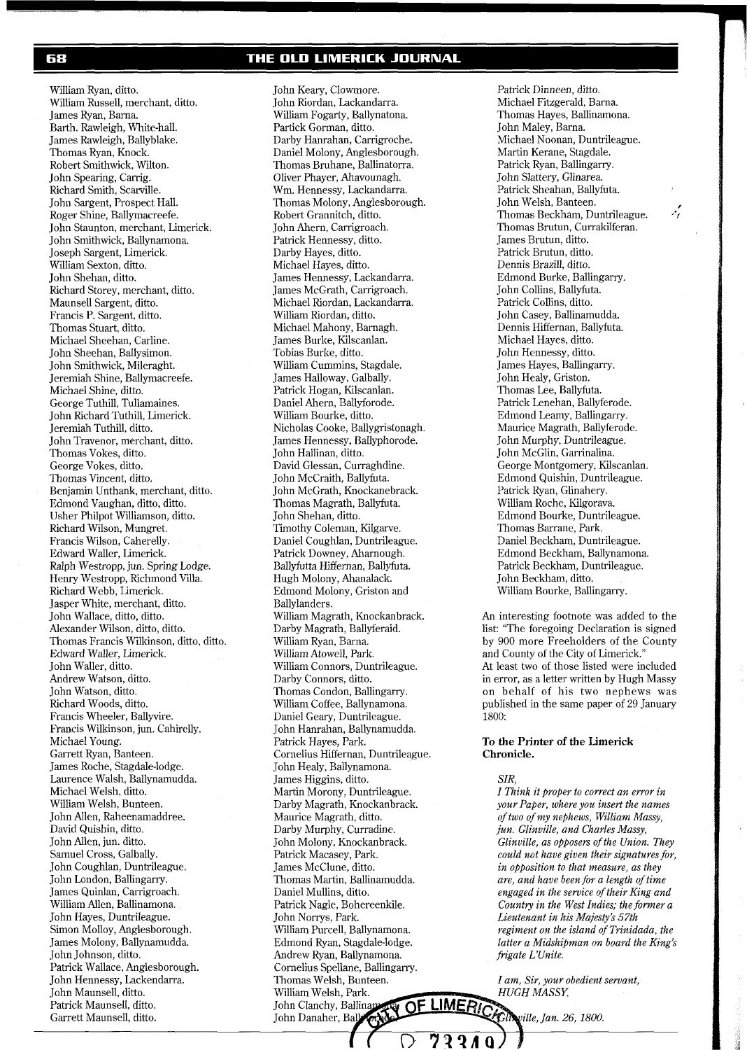William Ryan, ditto.
William Russell, merchant, ditto.
James Ryan, Barna.
Barth. Rawleigh, White-hall.
James Rawleigh, Ballyblake.
Thomas Ryan, Knock.
Robert Smithwick, Wilton.
John Spearing, Carrig.
Richard Smith, Scarville.
John Sargent, Prospect Hall.
Roger Shine, Ballymacreefe.
John Staunton, merchant, Limerick.
John Smithwick, Ballynamona.
Joseph Sargent, Limerick.
William Sexton, ditto.
John Shehan, ditto.
Richard Storey, merchant, ditto.
Maunsell Sargent, ditto.
Francis P. Sargent, ditto.
Thomas Stuart, ditto.
Michael Sheehan, Carline.
John Sheehan, Ballysimon.
John Smithwick, Mileraght.
Jeremiah Shine, Ballymacreefe.
Michael Shine, ditto.
George Tuthill, Tullamaines.
John Richard Tuthill, Limerick.
Jeremiah Tuthill, ditto.
John Travenor, merchant, ditto.
Thomas Vokes, ditto.
George Vokes, ditto.
Thomas Vincent, ditto.
Benjamin Unthank, merchant, ditto.
Edmond Vaughan, ditto, ditto.
Usher Philpot Williamson, ditto.
Richard Wilson, Mungret.
Francis Wilson, Caherelly.
Edward Waller, Limerick.
Ralph Westropp, jun. Spring Lodge.
Henry Westropp, Richmond Villa.
Richard Webb, Limerick.
Jasper White, merchant, ditto.
John Wallace, ditto, ditto.
Alexander Wilson, ditto, ditto.
Thomas Francis Wilkinson, ditto, ditto.
Edward Waller, Limerick.
John Waller, ditto.
Andrew Watson, ditto.
John Watson, ditto.
Richard Woods, ditto.
Francis Wheeler, Ballyvire.
Francis Wilkinson, jun. Cahirelly.
Michael Young.
Garrett Ryan, Banteen.
James Roche, Stagdale-lodge.
Laurence Walsh, Ballynamudda.
Michael Welsh, ditto.
William Welsh, Bunteen.
John Allen, Raheenamaddree.
David Quishin, ditto.
John Allen, jun. ditto.
Samuel Cross, Galbally.
John Coughlan, Duntrileague.
John London, Ballingarry.
James Quinlan, Carrigroach.
William Allen, Ballinamona.
John Hayes, Duntrileague.
Simon Molloy, Anglesborough.
James Molony, Ballynamudda.
John Johnson, ditto.
Patrick Wallace, Anglesborough.
John Hennessy, Lackendarra.
John Maunsell, ditto.
Patrick Maunsell, ditto.
Garrett Maunsell, ditto.
John Keary, Clowmore.
John Riordan, Lackandarra.
William Fogarty, Ballynatona.
Partick Gorman, ditto.
Darby Hanrahan, Carrigroche.
Daniel Molony, Anglesborough.
Thomas Bruhane, Ballinatorra.
Oliver Phayer, Ahavounagh.
Wm. Hennessy, Lackandarra.
Thomas Molony, Anglesborough.
Robert Grannitch, ditto.
John Ahern, Carrigroach.
Patrick Hennessy, ditto.
Darby Hayes, ditto.
Michael Hayes, ditto.
James Hennessy, Lackandarra.
James McGrath, Carrigroach.
Michael Riordan, Lackandarra.
William Riordan, ditto.
Michael Mahony, Barnagh.
James Burke, Kilscanlan.
Tobias Burke, ditto.
William Cummins, Stagdale.
James Halloway, Galbally.
Patrick Hogan, Kilscanlan.
Daniel Ahern, Ballyforode.
William Bourke, ditto.
Nicholas Cooke, Ballygristonagh.
James Hennessy, Ballyphorode.
John Hallinan, ditto.
David Glessan, Curraghdine.
John McCraith, Ballyfuta.
John McGrath, Knockanebrack.
Thomas Magrath, Ballyfuta.
John Shehan, ditto.
Timothy Coleman, Kilgarve.
Daniel Coughlan, Duntrileague.
Patrick Downey, Aharnough.
Ballyfutta Hiffernan, Ballyfuta.
Hugh Molony, Ahanalack.
Edmond Molony, Griston and Ballylanders.
William Magrath, Knockanbrack.
Darby Magrath, Ballyferaid.
William Ryan, Barna.
William Atowell, Park.
William Connors, Duntrileague.
Darby Connors, ditto.
Thomas Condon, Ballingarry.
William Coffee, Ballynamona.
Daniel Geary, Duntrileague.
John Hanrahan, Ballynamudda.
Patrick Hayes, Park.
Cornelius Hiffernan, Duntrileague.
John Healy, Ballynamona.
James Higgins, ditto.
Martin Morony, Duntrileague.
Darby Magrath, Knockanbrack.
Maurice Magrath, ditto.
Darby Murphy, Curradine.
John Molony, Knockanbrack.
Patrick Macasey, Park.
James McClune, ditto.
Thomas Martin, Ballinamudda.
Daniel Mullins, ditto.
Patrick Nagle, Bohereenkile.
John Norrys, Park.
William Purcell, Ballynamona.
Edmond Ryan, Stagdale-lodge.
Andrew Ryan, Ballynamona.
Cornelius Spellane, Ballingarry.
Thomas Welsh, Bunteen.
William Welsh, Park.
John Clanchy, Ballina...
John Danaher, Ball...
Patrick Dinneen, ditto.
Michael Fitzgerald, Barna.
Thomas Hayes, Ballinamona.
John Maley, Barna.
Michael Noonan, Duntrileague.
Martin Kerane, Stagdale.
Patrick Ryan, Ballingarry.
John Slattery, Glinarea.
Patrick Sheahan, Ballyfuta.
John Welsh, Banteen.
Thomas Beckham, Duntrileague.
Thomas Brutun, Currakilferan.
James Brutun, ditto.
Patrick Brutun, ditto.
Dennis Brazill, ditto.
Edmond Burke, Ballingarry.
John Collins, Ballyfuta.
Patrick Collins, ditto.
John Casey, Ballinamudda.
Dennis Hiffernan, Ballyfuta.
Michael Hayes, ditto.
John Hennessy, ditto.
James Hayes, Ballingarry.
John Healy, Griston.
Thomas Lee, Ballyfuta.
Patrick Lenehan, Ballyferode.
Edmond Leamy, Ballingarry.
Maurice Magrath, Ballyferode.
John Murphy, Duntrileague.
John McGlin, Garrinalina.
George Montgomery, Kilscanlan.
Edmond Quishin, Duntrileague.
Patrick Ryan, Glinahery.
William Roche, Kilgorava.
Edmond Bourke, Duntrileague.
Thomas Barrane, Park.
Daniel Beckham, Duntrileague.
Edmond Beckham, Ballynamona.
Patrick Beckham, Duntrileague.
John Beckham, ditto.
William Bourke, Ballingarry.

An interesting footnote was added to the list: "The foregoing Declaration is signed by 900 more Freeholders of the County and County of the City of Limerick."

At least two of those listed were included in error, as a letter written by Hugh Massy on behalf of his two nephews was published in the same paper of 29 January 1800:

**To the Printer of the Limerick Chronicle.**

*SIR,*

*I Think it proper to correct an error in your Paper, where you insert the names of two of my nephews, William Massy, jun. Glinville, and Charles Massy, Glinville, as opposers of the Union. They could not have given their signatures for, in opposition to that measure, as they are, and have been for a length of time engaged in the service of their King and Country in the West Indies; the former a Lieutenant in his Majesty's 57th regiment on the island of Trinidada, the latter a Midshipman on board the King's frigate L'Unite.*

*I am, Sir, your obedient servant,*
*HUGH MASSY.*

*...ville, Jan. 26, 1800.*